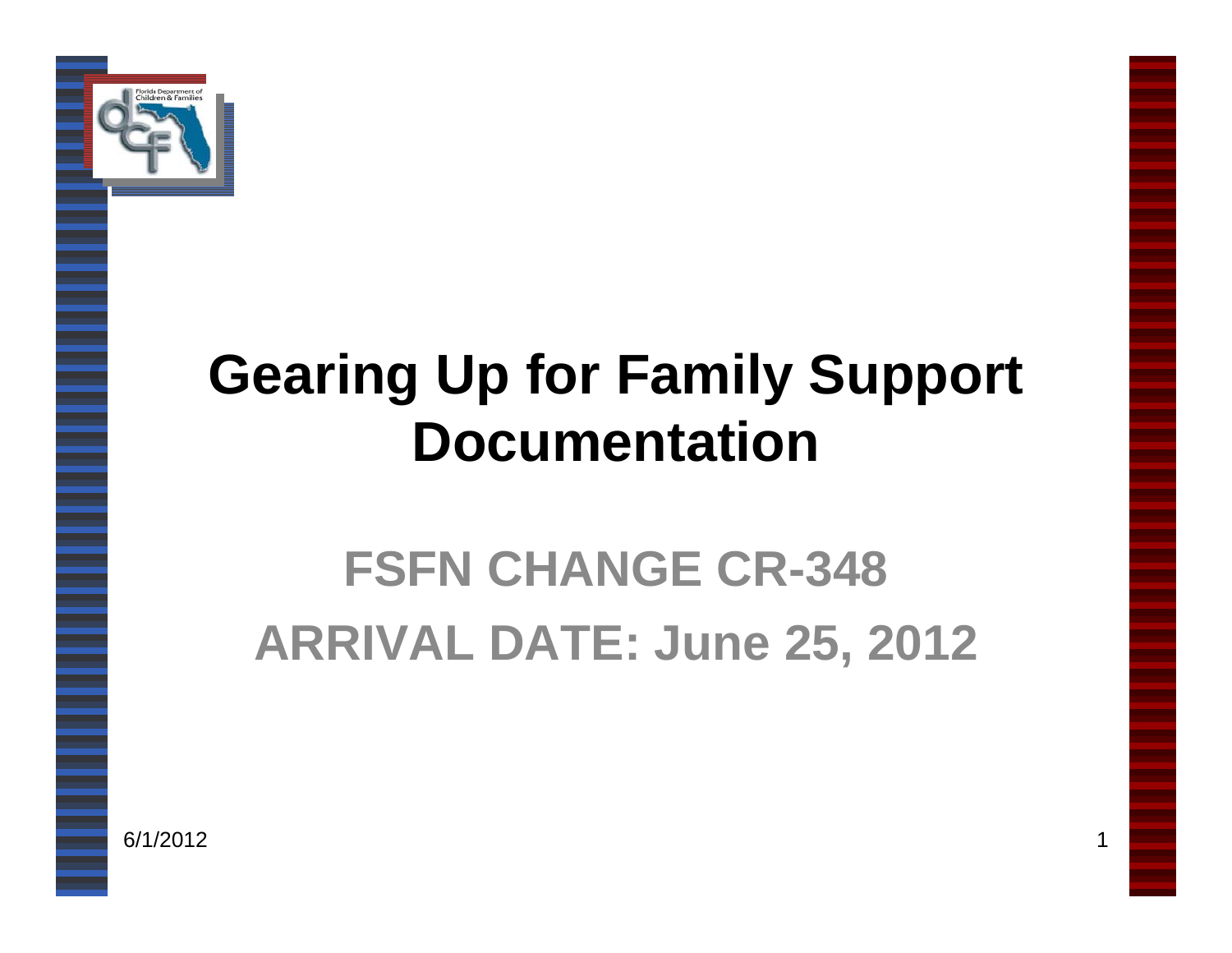# Gearing Up for Family Support Documentation

## FSFN CHANGE CR-348

## ARRIVAL DATE: June 25, 2012

6/1/2012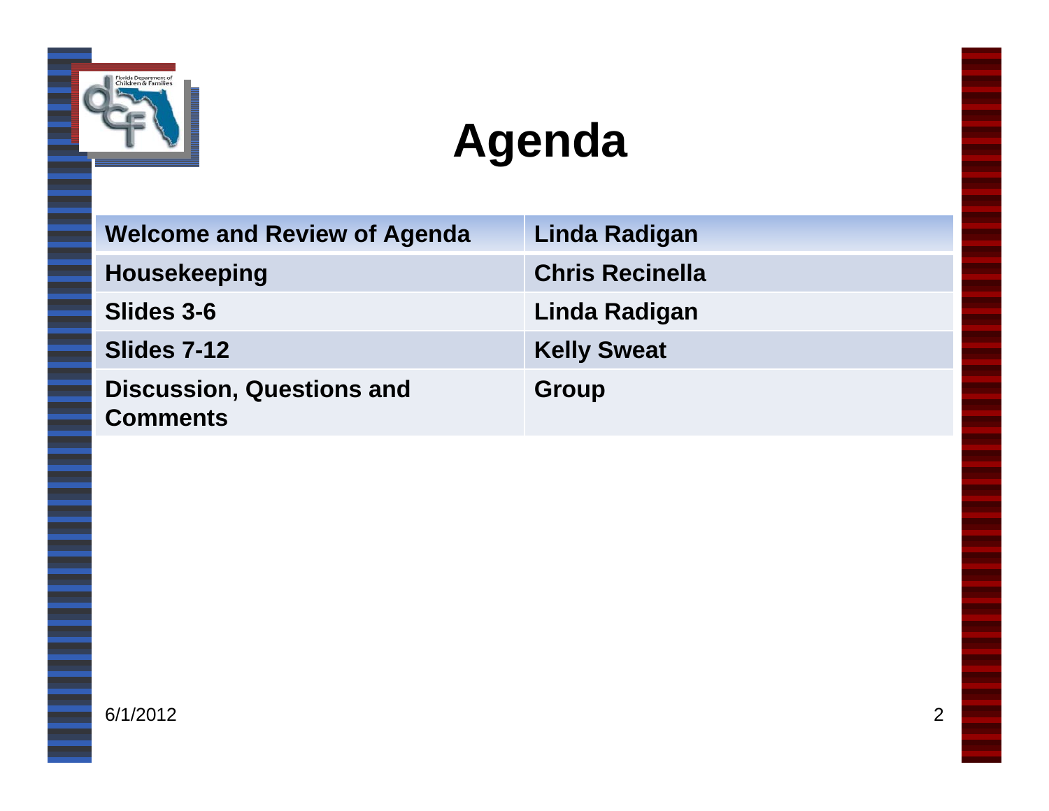# Agenda

| Welcome and Review of Agenda | Linda Radigan |
|---|---|
| Housekeeping | Chris Recinella |
| Slides 3-6 | Linda Radigan |
| Slides 7-12 | Kelly Sweat |
| Discussion, Questions and Comments | Group |

6/1/2012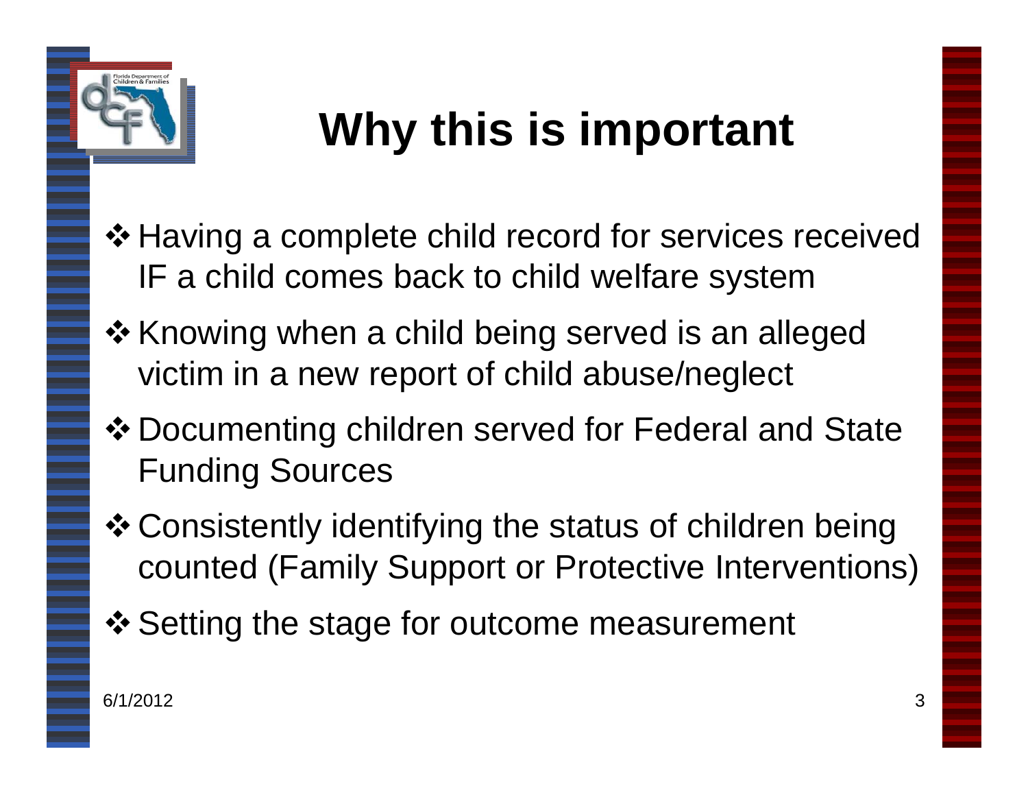# Why this is important

- Having a complete child record for services received IF a child comes back to child welfare system
- Knowing when a child being served is an alleged victim in a new report of child abuse/neglect
- Documenting children served for Federal and State Funding Sources
- Consistently identifying the status of children being counted (Family Support or Protective Interventions)
- Setting the stage for outcome measurement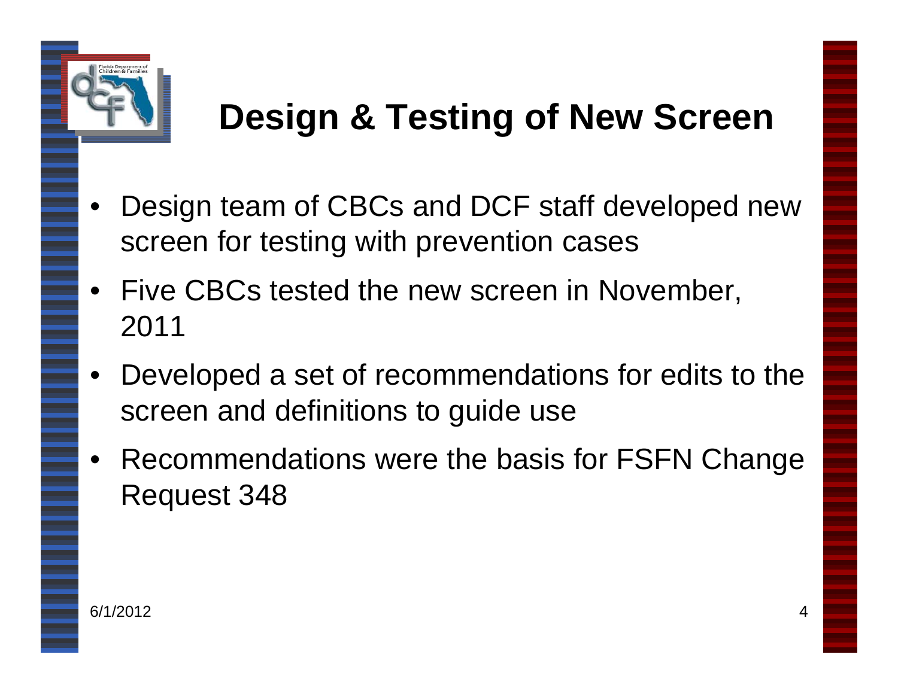# Design & Testing of New Screen

- Design team of CBCs and DCF staff developed new screen for testing with prevention cases
- Five CBCs tested the new screen in November, 2011
- Developed a set of recommendations for edits to the screen and definitions to guide use
- Recommendations were the basis for FSFN Change Request 348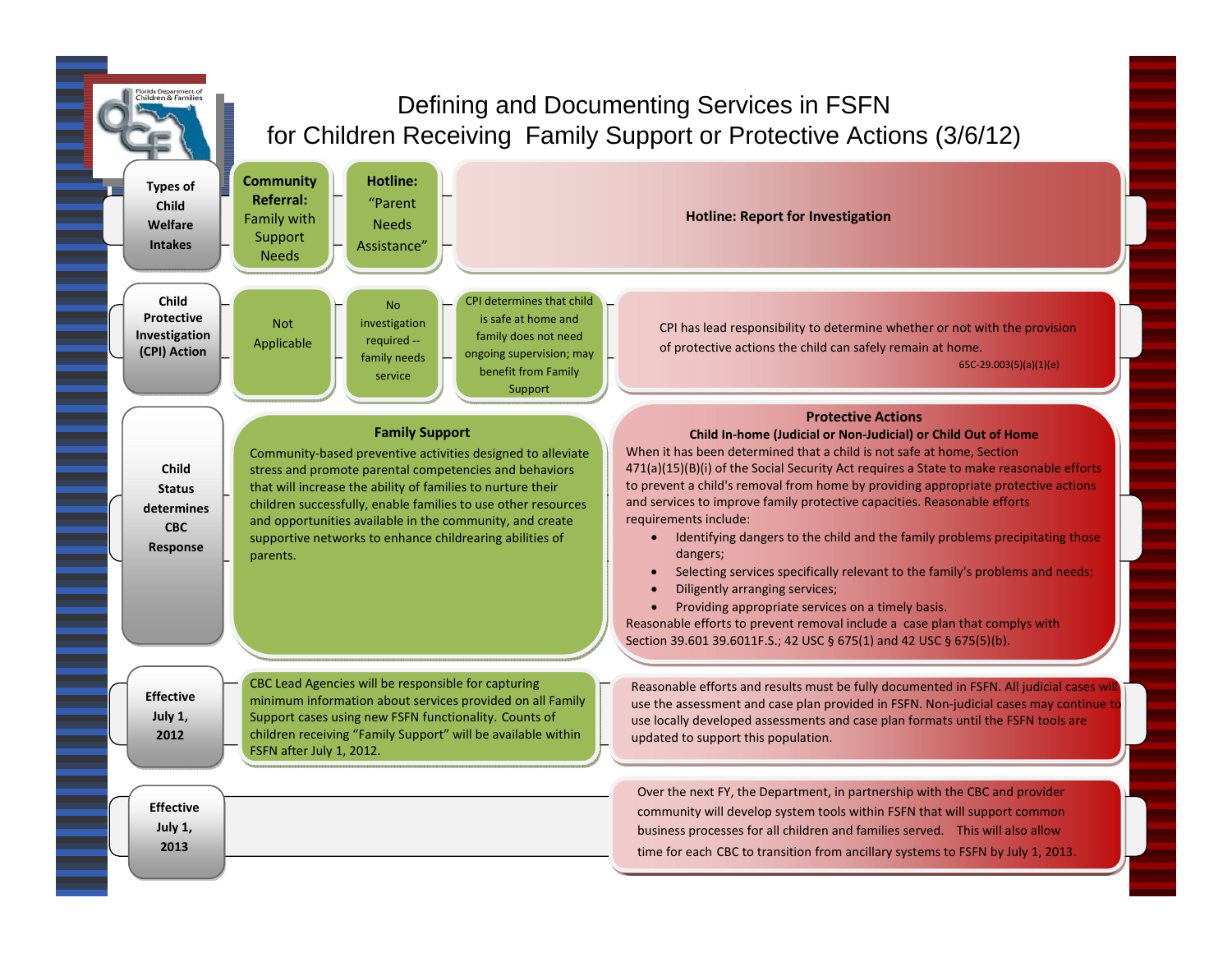# Defining and Documenting Services in FSFN for Children Receiving Family Support or Protective Actions (3/6/12)

| Types of Child Welfare Intakes | **Community Referral:** Family with Support Needs | **Hotline:** "Parent Needs Assistance" | | **Hotline: Report for Investigation** |
|---|---|---|---|---|
| **Child Protective Investigation (CPI) Action** | Not Applicable | No investigation required -- family needs service | CPI determines that child is safe at home and family does not need ongoing supervision; may benefit from Family Support | CPI has lead responsibility to determine whether or not with the provision of protective actions the child can safely remain at home. 65C-29.003(5)(a)(1)(e) |

## Child Status determines CBC Response

### Family Support

Community-based preventive activities designed to alleviate stress and promote parental competencies and behaviors that will increase the ability of families to nurture their children successfully, enable families to use other resources and opportunities available in the community, and create supportive networks to enhance childrearing abilities of parents.

### Protective Actions

**Child In-home (Judicial or Non-Judicial) or Child Out of Home**

When it has been determined that a child is not safe at home, Section 471(a)(15)(B)(i) of the Social Security Act requires a State to make reasonable efforts to prevent a child's removal from home by providing appropriate protective actions and services to improve family protective capacities. Reasonable efforts requirements include:

- Identifying dangers to the child and the family problems precipitating those dangers;
- Selecting services specifically relevant to the family's problems and needs;
- Diligently arranging services;
- Providing appropriate services on a timely basis.

Reasonable efforts to prevent removal include a case plan that complys with Section 39.601 39.6011F.S.; 42 USC § 675(1) and 42 USC § 675(5)(b).

## Effective July 1, 2012

**Family Support:** CBC Lead Agencies will be responsible for capturing minimum information about services provided on all Family Support cases using new FSFN functionality. Counts of children receiving "Family Support" will be available within FSFN after July 1, 2012.

**Protective Actions:** Reasonable efforts and results must be fully documented in FSFN. All judicial cases will use the assessment and case plan provided in FSFN. Non-judicial cases may continue to use locally developed assessments and case plan formats until the FSFN tools are updated to support this population.

## Effective July 1, 2013

Over the next FY, the Department, in partnership with the CBC and provider community will develop system tools within FSFN that will support common business processes for all children and families served. This will also allow time for each CBC to transition from ancillary systems to FSFN by July 1, 2013.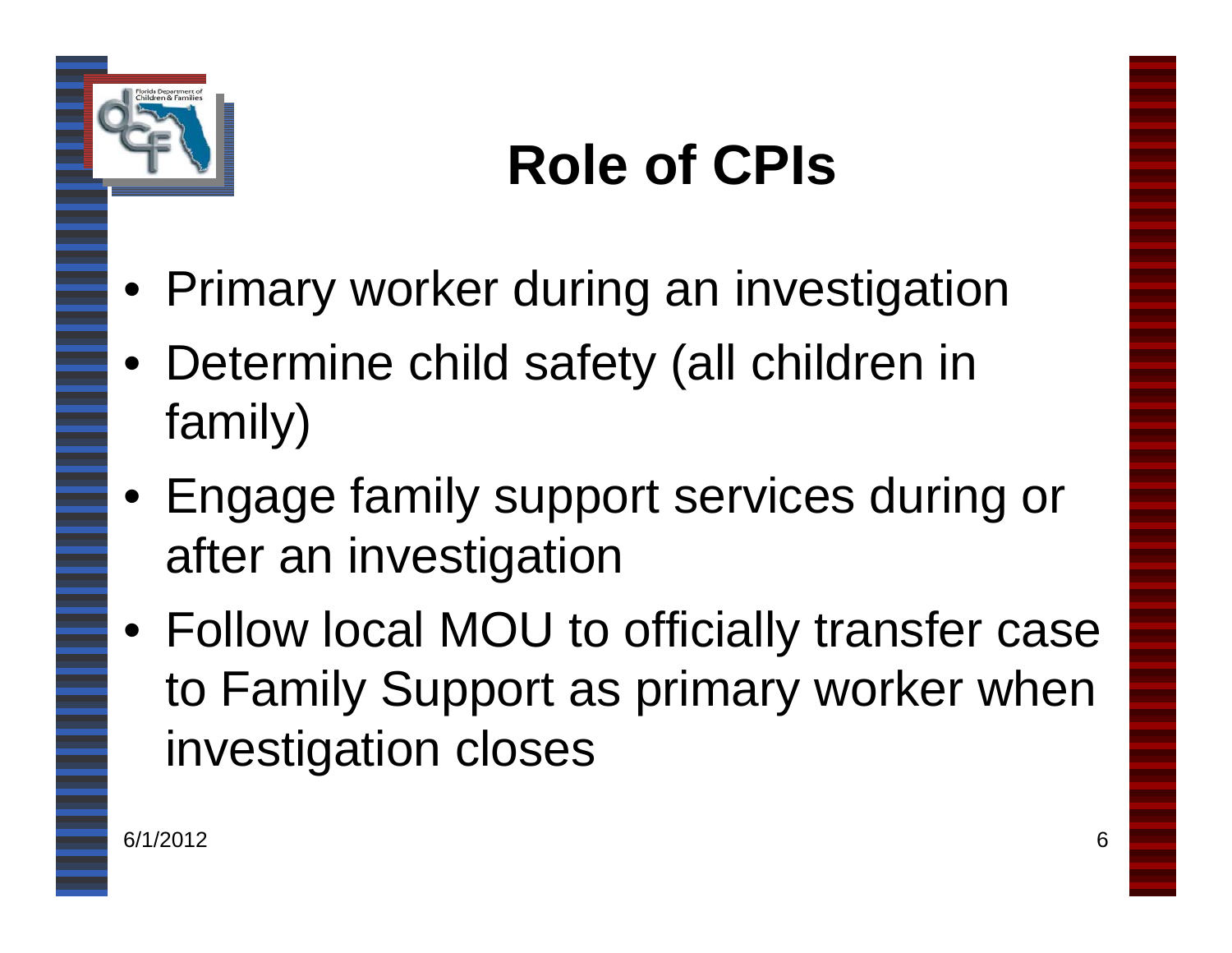# Role of CPIs

- Primary worker during an investigation
- Determine child safety (all children in family)
- Engage family support services during or after an investigation
- Follow local MOU to officially transfer case to Family Support as primary worker when investigation closes

6/1/2012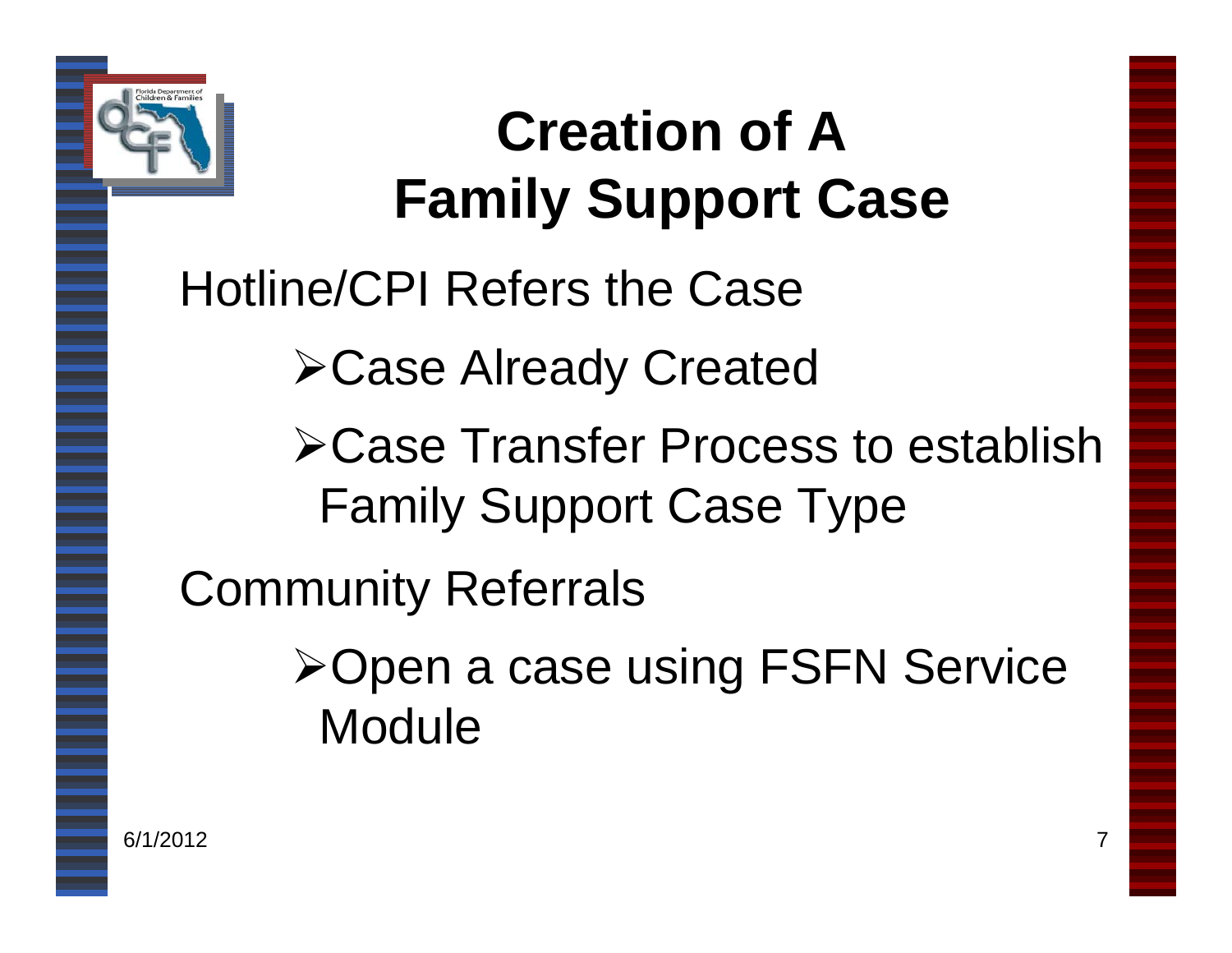# Creation of A Family Support Case

Hotline/CPI Refers the Case

- Case Already Created
- Case Transfer Process to establish Family Support Case Type

Community Referrals

- Open a case using FSFN Service Module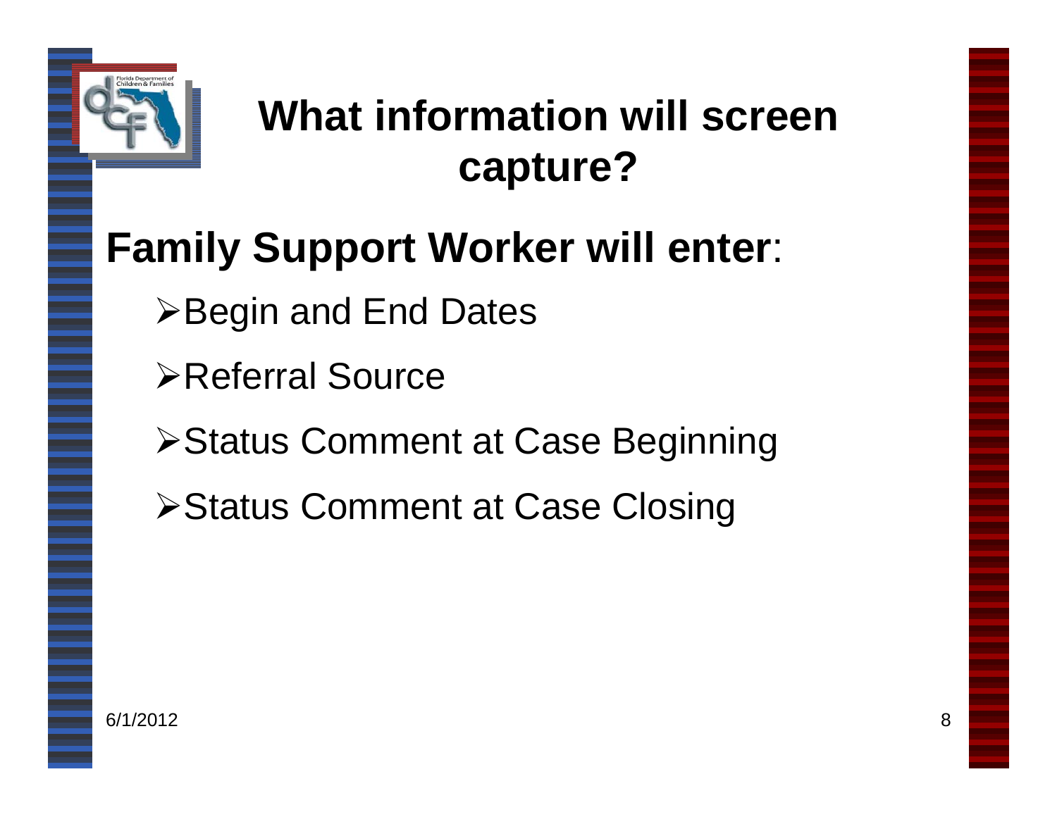# What information will screen capture?

**Family Support Worker will enter**:

- Begin and End Dates
- Referral Source
- Status Comment at Case Beginning
- Status Comment at Case Closing

6/1/2012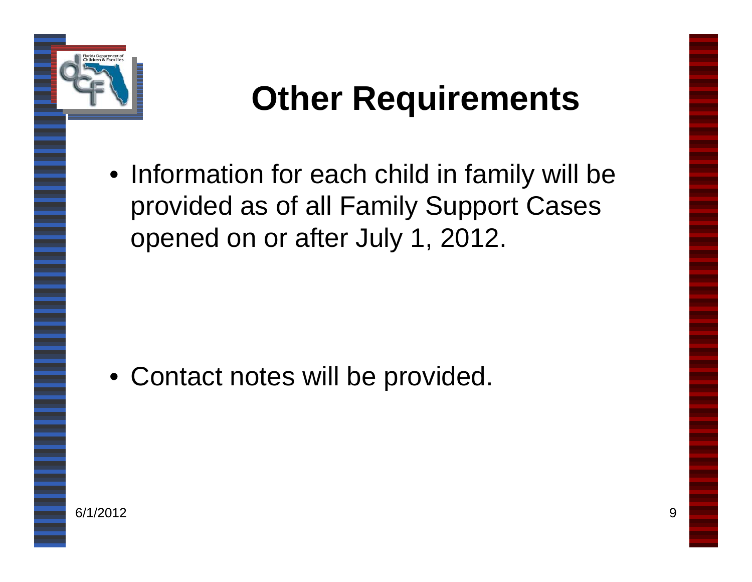# Other Requirements

- Information for each child in family will be provided as of all Family Support Cases opened on or after July 1, 2012.

- Contact notes will be provided.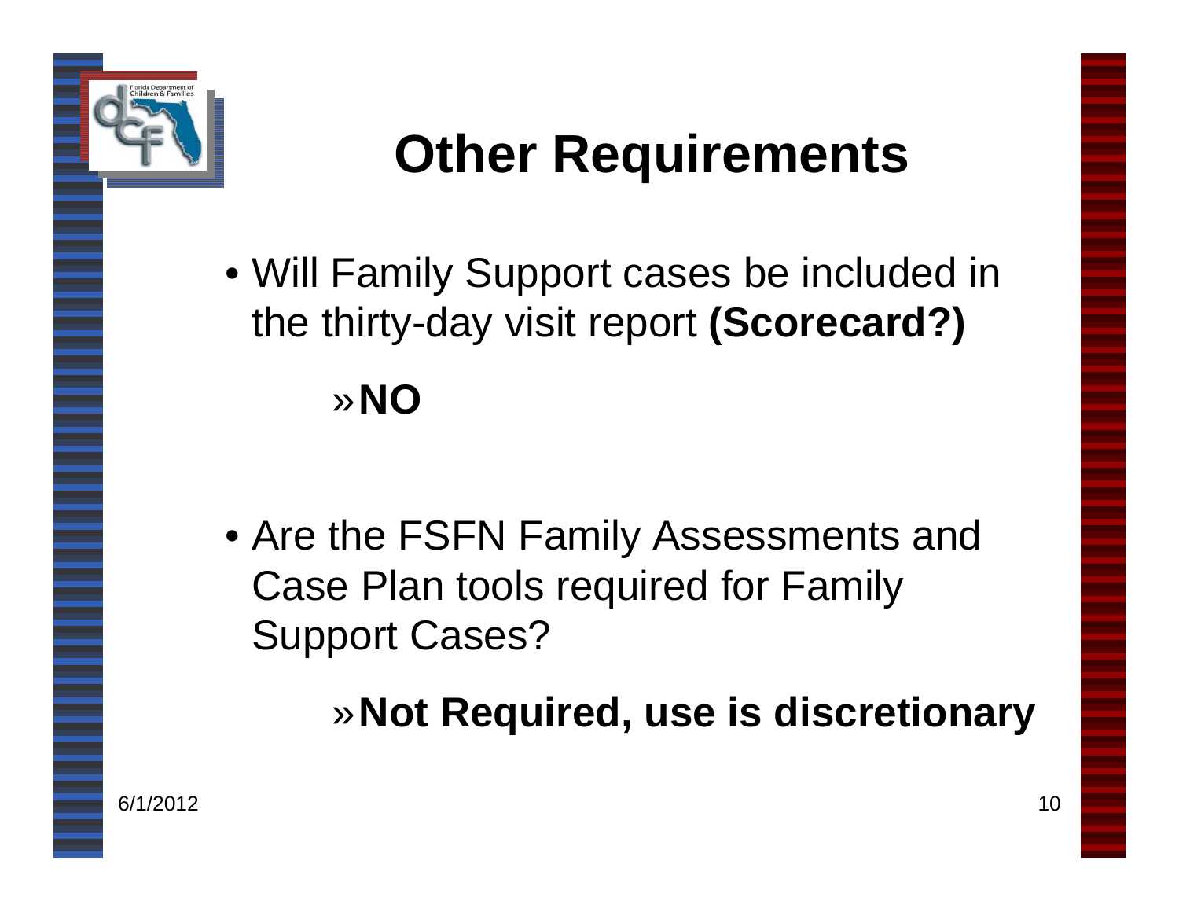# Other Requirements

- Will Family Support cases be included in the thirty-day visit report **(Scorecard?)**
  - » **NO**

- Are the FSFN Family Assessments and Case Plan tools required for Family Support Cases?
  - » **Not Required, use is discretionary**

6/1/2012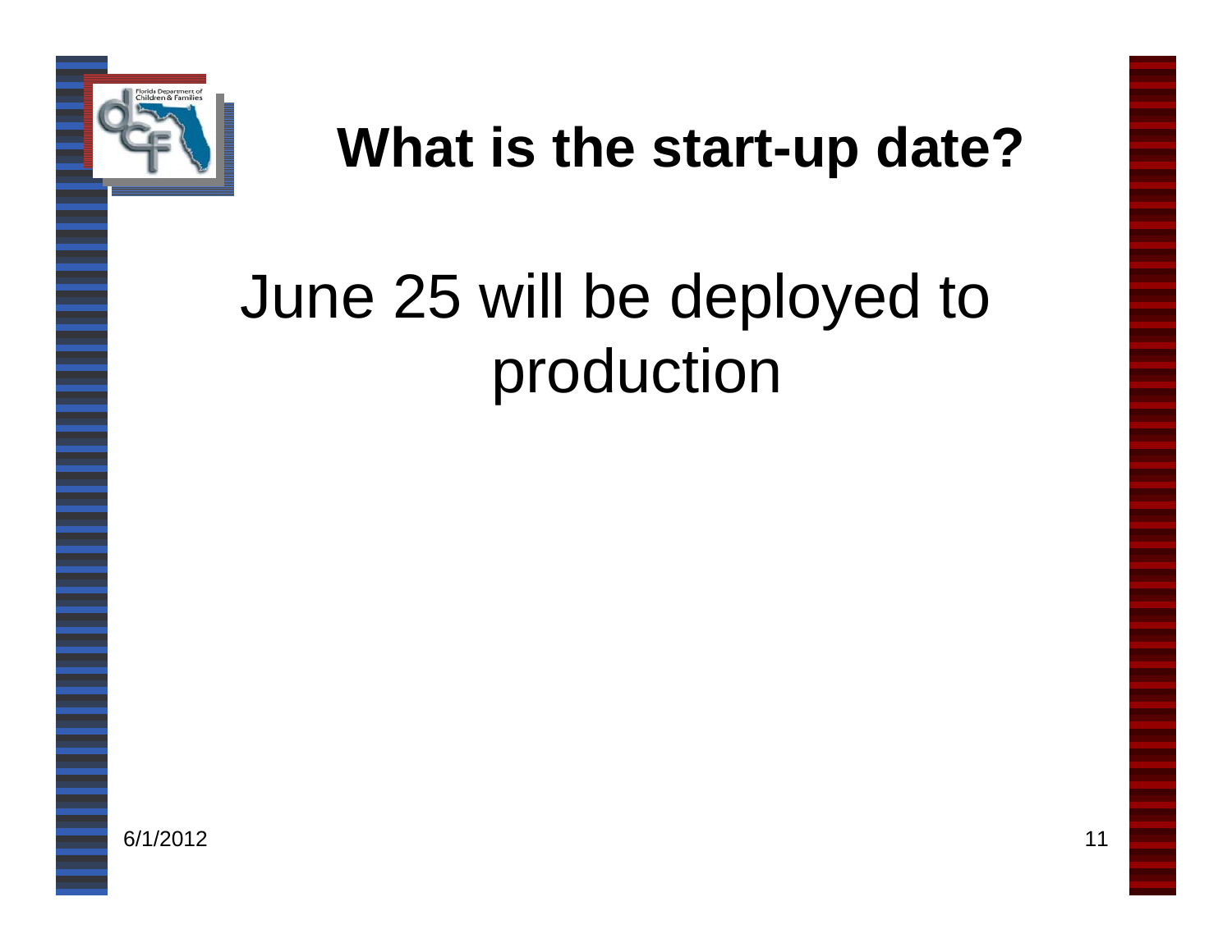# What is the start-up date?

June 25 will be deployed to production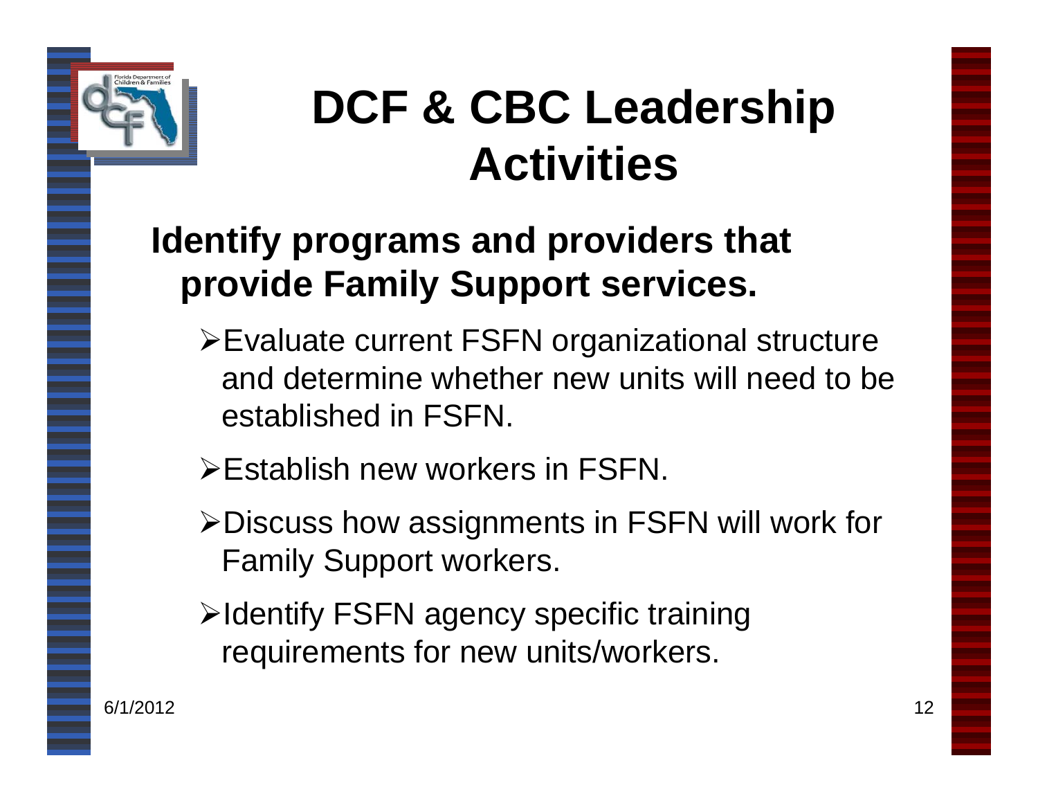# DCF & CBC Leadership Activities

## Identify programs and providers that provide Family Support services.

- Evaluate current FSFN organizational structure and determine whether new units will need to be established in FSFN.
- Establish new workers in FSFN.
- Discuss how assignments in FSFN will work for Family Support workers.
- Identify FSFN agency specific training requirements for new units/workers.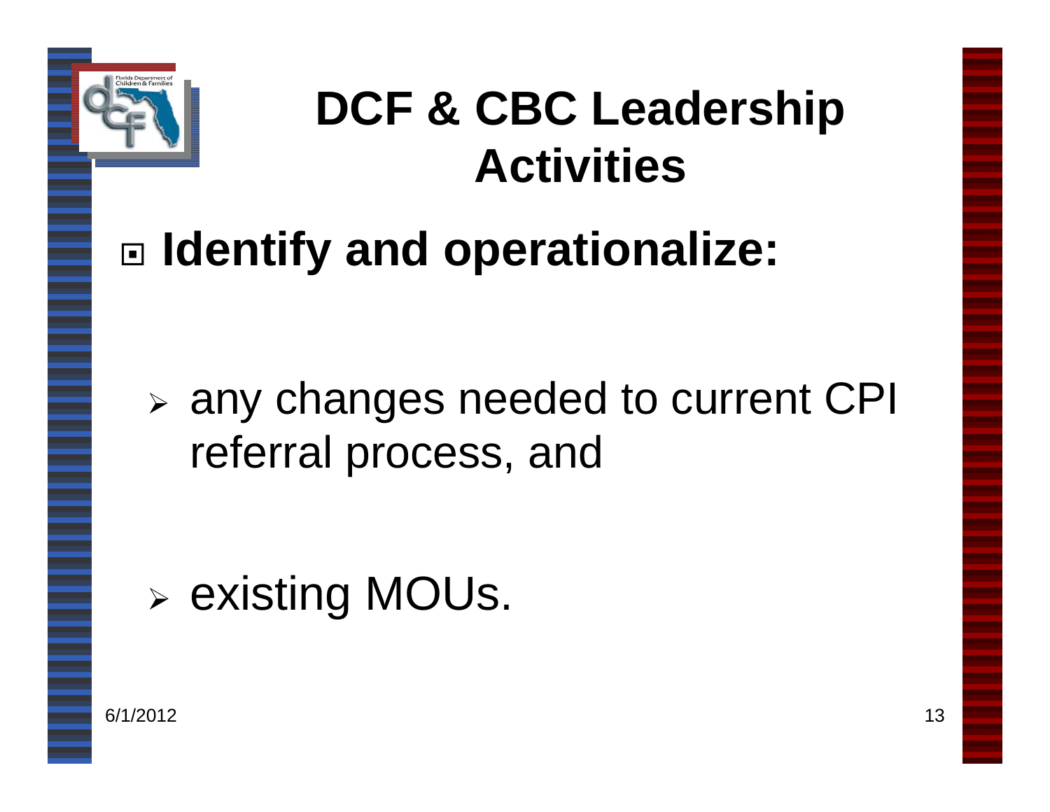# DCF & CBC Leadership Activities

- **Identify and operationalize:**
  - any changes needed to current CPI referral process, and
  - existing MOUs.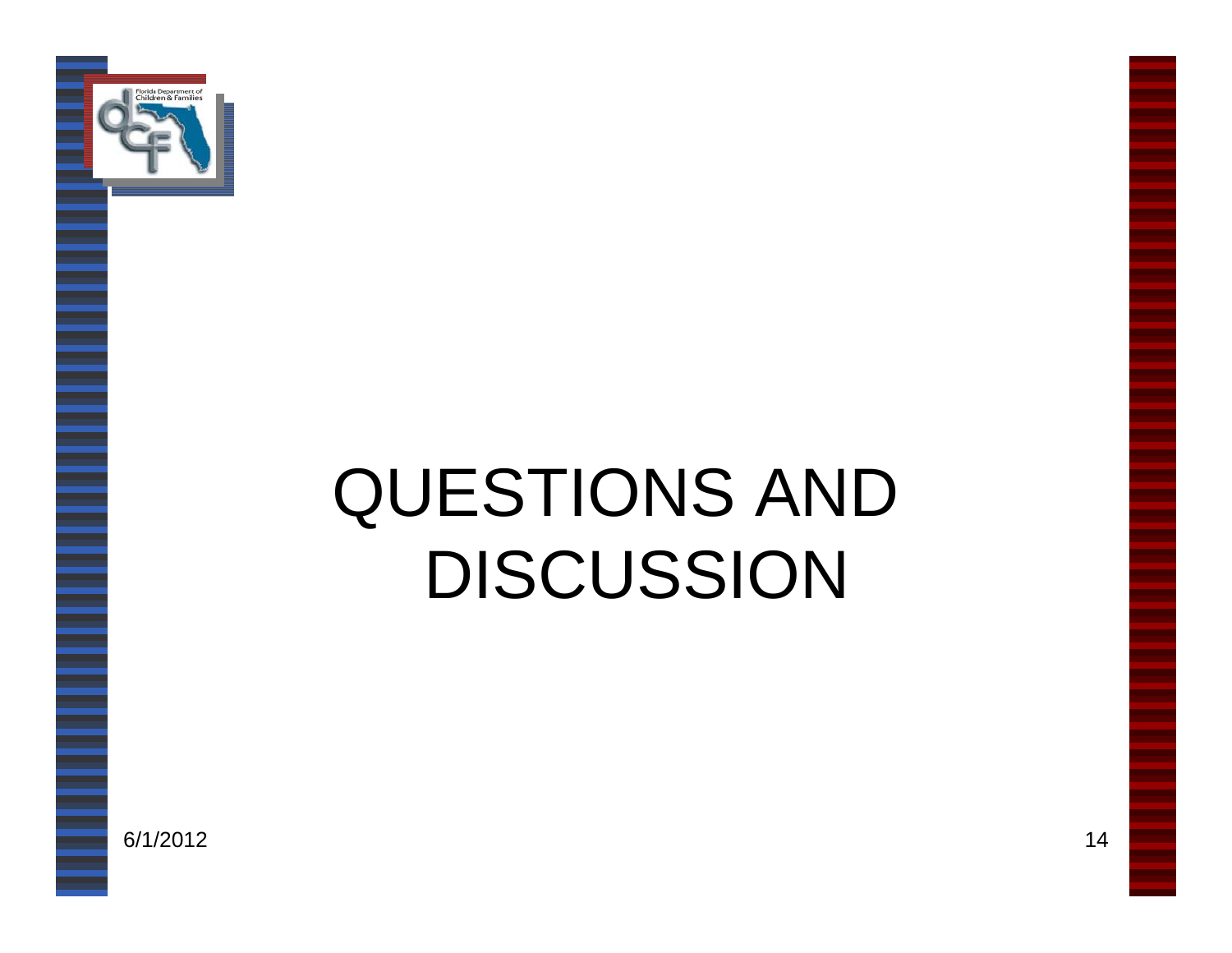# QUESTIONS AND DISCUSSION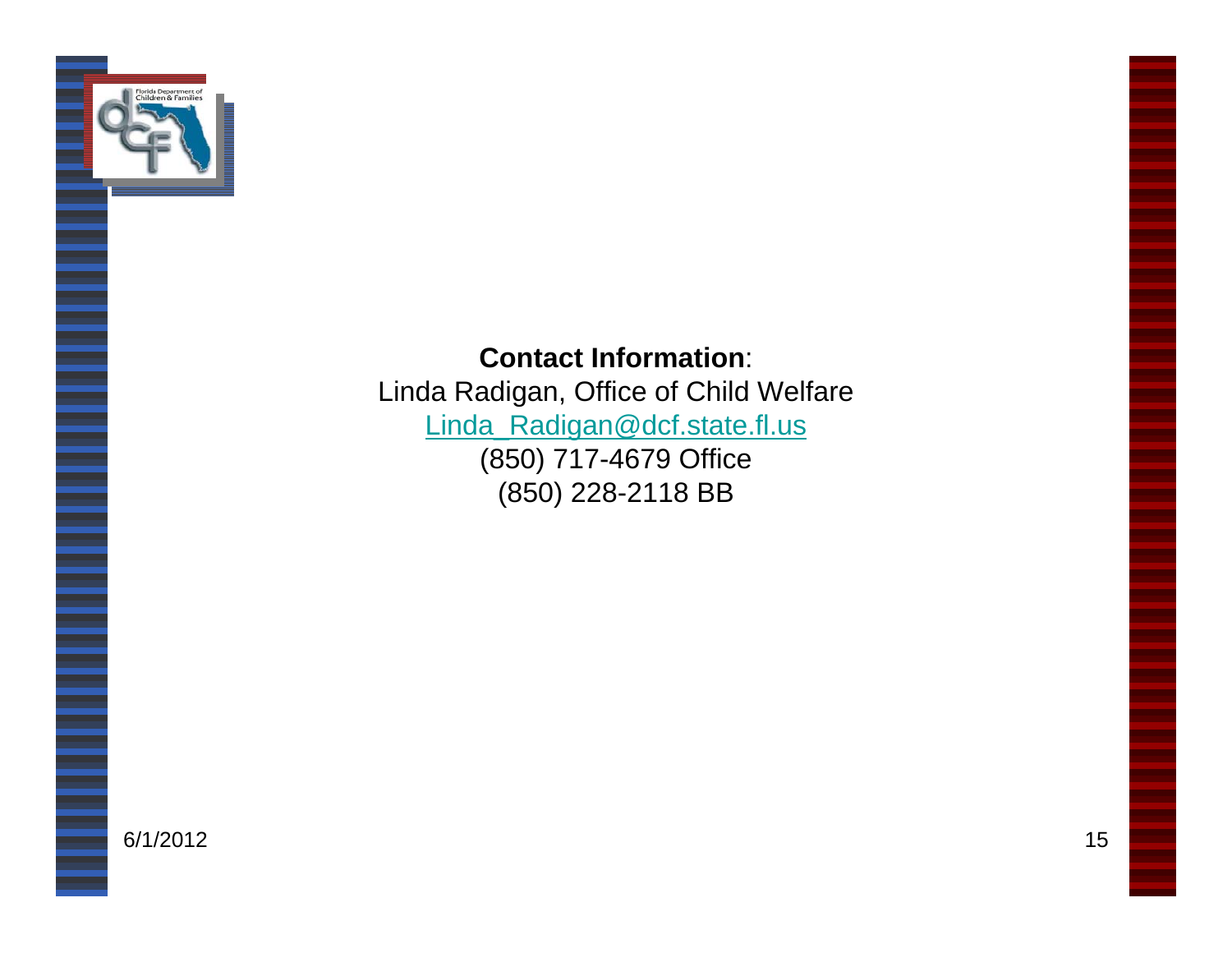**Contact Information**:

Linda Radigan, Office of Child Welfare

Linda_Radigan@dcf.state.fl.us

(850) 717-4679 Office

(850) 228-2118 BB